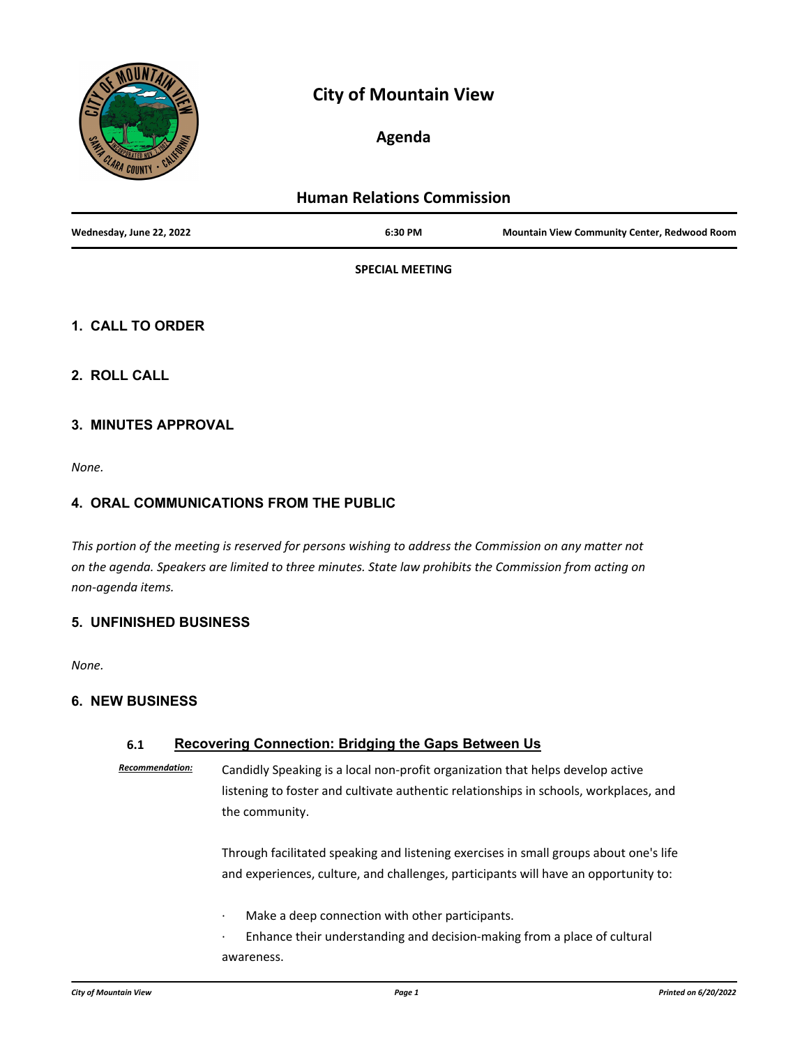# City of Mountain View

## Agenda

## Human Relations Commission

| Wednesday, June 22, 2022 | 6:30 PM | Mountain View Community Center, Redwood Room |
|---|---|---|

**SPECIAL MEETING**

### 1. CALL TO ORDER

### 2. ROLL CALL

### 3. MINUTES APPROVAL

*None.*

### 4. ORAL COMMUNICATIONS FROM THE PUBLIC

*This portion of the meeting is reserved for persons wishing to address the Commission on any matter not on the agenda. Speakers are limited to three minutes. State law prohibits the Commission from acting on non-agenda items.*

### 5. UNFINISHED BUSINESS

*None.*

### 6. NEW BUSINESS

#### 6.1 Recovering Connection: Bridging the Gaps Between Us

***Recommendation:*** Candidly Speaking is a local non-profit organization that helps develop active listening to foster and cultivate authentic relationships in schools, workplaces, and the community.

Through facilitated speaking and listening exercises in small groups about one's life and experiences, culture, and challenges, participants will have an opportunity to:

- Make a deep connection with other participants.
- Enhance their understanding and decision-making from a place of cultural awareness.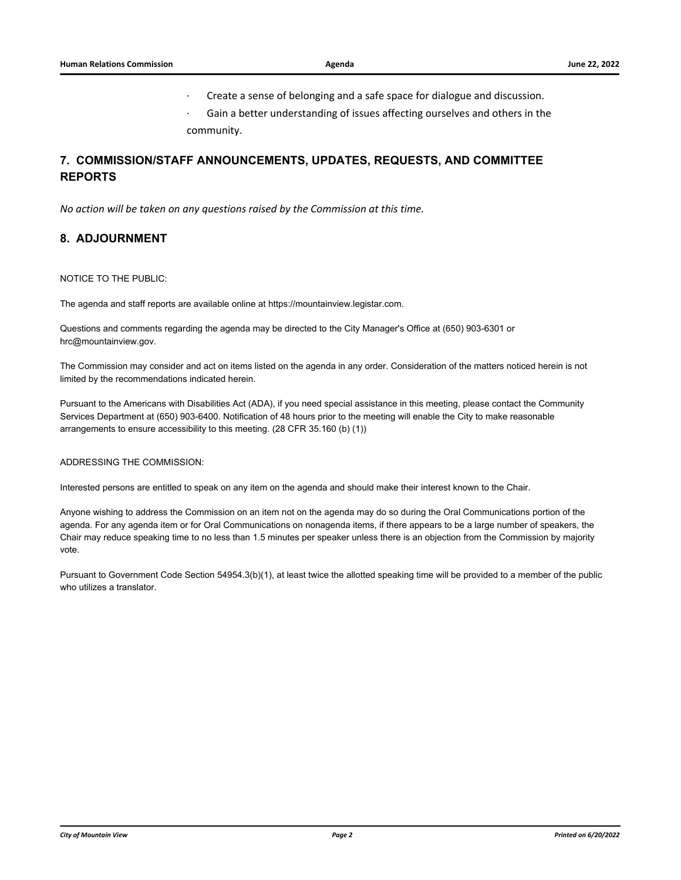- Create a sense of belonging and a safe space for dialogue and discussion.
- Gain a better understanding of issues affecting ourselves and others in the community.

## 7. COMMISSION/STAFF ANNOUNCEMENTS, UPDATES, REQUESTS, AND COMMITTEE REPORTS

*No action will be taken on any questions raised by the Commission at this time.*

## 8. ADJOURNMENT

NOTICE TO THE PUBLIC:

The agenda and staff reports are available online at https://mountainview.legistar.com.

Questions and comments regarding the agenda may be directed to the City Manager's Office at (650) 903-6301 or hrc@mountainview.gov.

The Commission may consider and act on items listed on the agenda in any order. Consideration of the matters noticed herein is not limited by the recommendations indicated herein.

Pursuant to the Americans with Disabilities Act (ADA), if you need special assistance in this meeting, please contact the Community Services Department at (650) 903-6400. Notification of 48 hours prior to the meeting will enable the City to make reasonable arrangements to ensure accessibility to this meeting. (28 CFR 35.160 (b) (1))

ADDRESSING THE COMMISSION:

Interested persons are entitled to speak on any item on the agenda and should make their interest known to the Chair.

Anyone wishing to address the Commission on an item not on the agenda may do so during the Oral Communications portion of the agenda. For any agenda item or for Oral Communications on nonagenda items, if there appears to be a large number of speakers, the Chair may reduce speaking time to no less than 1.5 minutes per speaker unless there is an objection from the Commission by majority vote.

Pursuant to Government Code Section 54954.3(b)(1), at least twice the allotted speaking time will be provided to a member of the public who utilizes a translator.